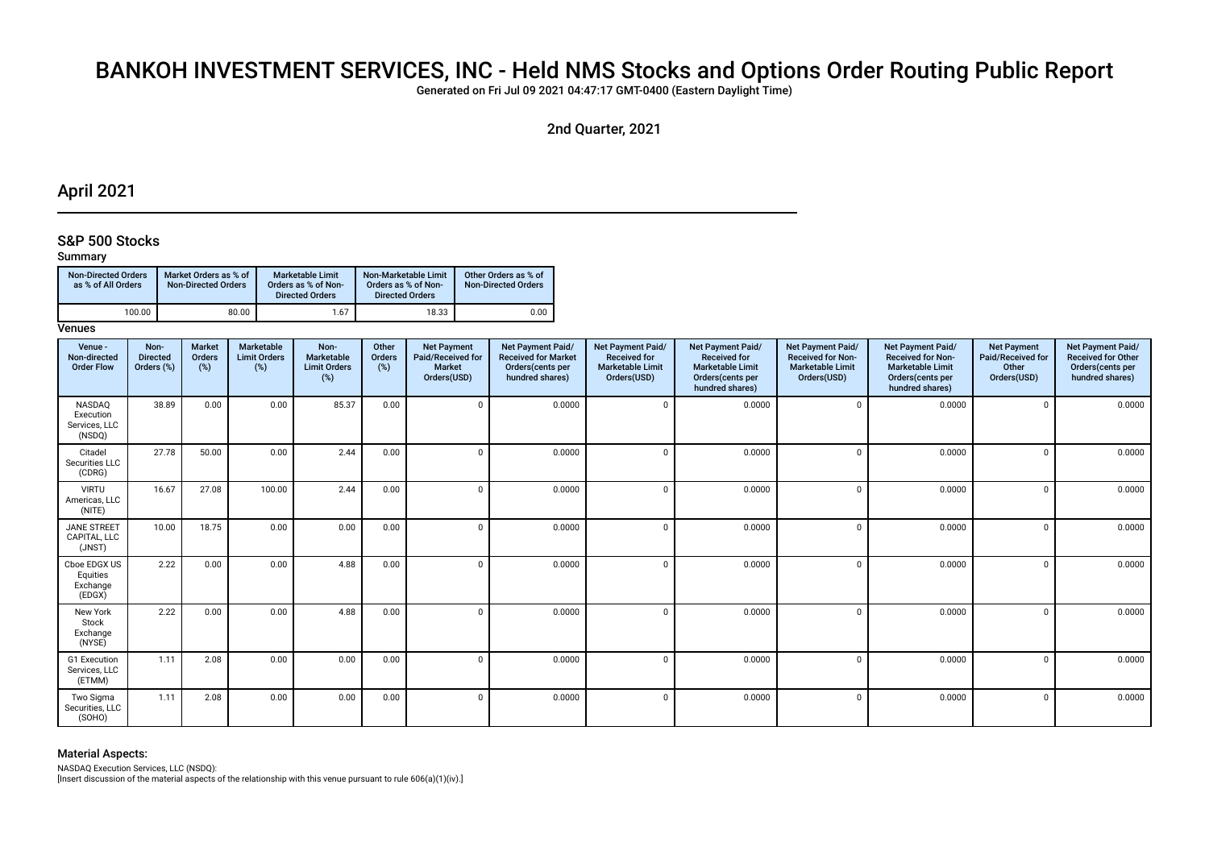# BANKOH INVESTMENT SERVICES, INC - Held NMS Stocks and Options Order Routing Public Report

Generated on Fri Jul 09 2021 04:47:17 GMT-0400 (Eastern Daylight Time)

2nd Quarter, 2021

## April 2021

### S&P 500 Stocks

**Summary**

| Non-Directed Orders as % of All Orders | Market Orders as % of Non-Directed Orders | Marketable Limit Orders as % of Non-Directed Orders | Non-Marketable Limit Orders as % of Non-Directed Orders | Other Orders as % of Non-Directed Orders |
|---|---|---|---|---|
| 100.00 | 80.00 | 1.67 | 18.33 | 0.00 |

**Venues**

| Venue - Non-directed Order Flow | Non-Directed Orders (%) | Market Orders (%) | Marketable Limit Orders (%) | Non-Marketable Limit Orders (%) | Other Orders (%) | Net Payment Paid/Received for Market Orders(USD) | Net Payment Paid/ Received for Market Orders(cents per hundred shares) | Net Payment Paid/ Received for Marketable Limit Orders(USD) | Net Payment Paid/ Received for Marketable Limit Orders(cents per hundred shares) | Net Payment Paid/ Received for Non-Marketable Limit Orders(USD) | Net Payment Paid/ Received for Non-Marketable Limit Orders(cents per hundred shares) | Net Payment Paid/Received for Other Orders(USD) | Net Payment Paid/ Received for Other Orders(cents per hundred shares) |
|---|---|---|---|---|---|---|---|---|---|---|---|---|---|
| NASDAQ Execution Services, LLC (NSDQ) | 38.89 | 0.00 | 0.00 | 85.37 | 0.00 | 0 | 0.0000 | 0 | 0.0000 | 0 | 0.0000 | 0 | 0.0000 |
| Citadel Securities LLC (CDRG) | 27.78 | 50.00 | 0.00 | 2.44 | 0.00 | 0 | 0.0000 | 0 | 0.0000 | 0 | 0.0000 | 0 | 0.0000 |
| VIRTU Americas, LLC (NITE) | 16.67 | 27.08 | 100.00 | 2.44 | 0.00 | 0 | 0.0000 | 0 | 0.0000 | 0 | 0.0000 | 0 | 0.0000 |
| JANE STREET CAPITAL, LLC (JNST) | 10.00 | 18.75 | 0.00 | 0.00 | 0.00 | 0 | 0.0000 | 0 | 0.0000 | 0 | 0.0000 | 0 | 0.0000 |
| Cboe EDGX US Equities Exchange (EDGX) | 2.22 | 0.00 | 0.00 | 4.88 | 0.00 | 0 | 0.0000 | 0 | 0.0000 | 0 | 0.0000 | 0 | 0.0000 |
| New York Stock Exchange (NYSE) | 2.22 | 0.00 | 0.00 | 4.88 | 0.00 | 0 | 0.0000 | 0 | 0.0000 | 0 | 0.0000 | 0 | 0.0000 |
| G1 Execution Services, LLC (ETMM) | 1.11 | 2.08 | 0.00 | 0.00 | 0.00 | 0 | 0.0000 | 0 | 0.0000 | 0 | 0.0000 | 0 | 0.0000 |
| Two Sigma Securities, LLC (SOHO) | 1.11 | 2.08 | 0.00 | 0.00 | 0.00 | 0 | 0.0000 | 0 | 0.0000 | 0 | 0.0000 | 0 | 0.0000 |

#### Material Aspects:

NASDAQ Execution Services, LLC (NSDQ):
[Insert discussion of the material aspects of the relationship with this venue pursuant to rule 606(a)(1)(iv).]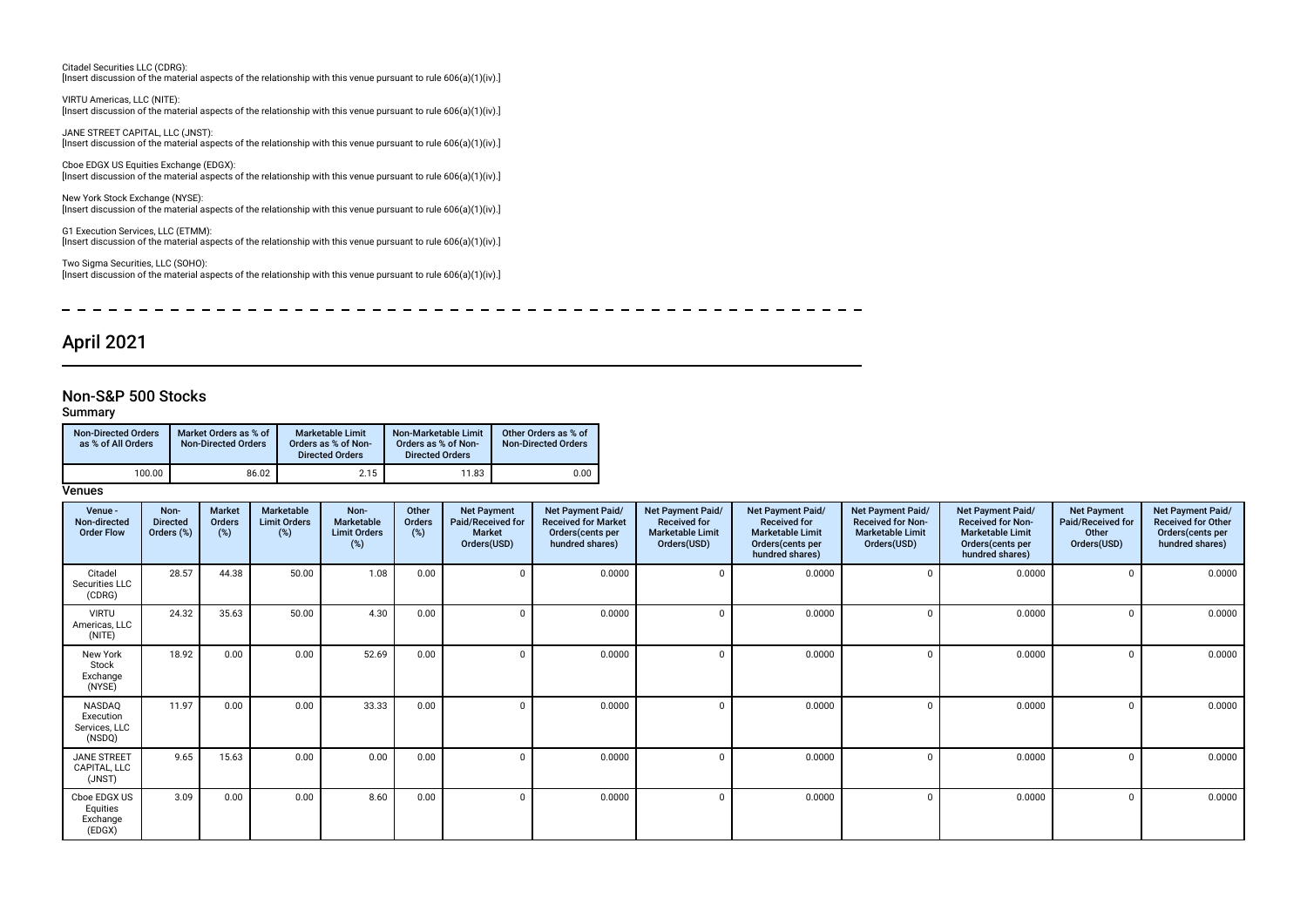Citadel Securities LLC (CDRG):
[Insert discussion of the material aspects of the relationship with this venue pursuant to rule 606(a)(1)(iv).]

VIRTU Americas, LLC (NITE):
[Insert discussion of the material aspects of the relationship with this venue pursuant to rule 606(a)(1)(iv).]

JANE STREET CAPITAL, LLC (JNST):
[Insert discussion of the material aspects of the relationship with this venue pursuant to rule 606(a)(1)(iv).]

Cboe EDGX US Equities Exchange (EDGX):
[Insert discussion of the material aspects of the relationship with this venue pursuant to rule 606(a)(1)(iv).]

New York Stock Exchange (NYSE):
[Insert discussion of the material aspects of the relationship with this venue pursuant to rule 606(a)(1)(iv).]

G1 Execution Services, LLC (ETMM):
[Insert discussion of the material aspects of the relationship with this venue pursuant to rule 606(a)(1)(iv).]

Two Sigma Securities, LLC (SOHO):
[Insert discussion of the material aspects of the relationship with this venue pursuant to rule 606(a)(1)(iv).]

# April 2021

## Non-S&P 500 Stocks

### Summary

| Non-Directed Orders as % of All Orders | Market Orders as % of Non-Directed Orders | Marketable Limit Orders as % of Non-Directed Orders | Non-Marketable Limit Orders as % of Non-Directed Orders | Other Orders as % of Non-Directed Orders |
|---|---|---|---|---|
| 100.00 | 86.02 | 2.15 | 11.83 | 0.00 |

### Venues

| Venue - Non-directed Order Flow | Non-Directed Orders (%) | Market Orders (%) | Marketable Limit Orders (%) | Non-Marketable Limit Orders (%) | Other Orders (%) | Net Payment Paid/Received for Market Orders(USD) | Net Payment Paid/Received for Market Orders(cents per hundred shares) | Net Payment Paid/Received for Marketable Limit Orders(USD) | Net Payment Paid/Received for Marketable Limit Orders(cents per hundred shares) | Net Payment Paid/Received for Non-Marketable Limit Orders(USD) | Net Payment Paid/Received for Non-Marketable Limit Orders(cents per hundred shares) | Net Payment Paid/Received for Other Orders(USD) | Net Payment Paid/Received for Other Orders(cents per hundred shares) |
|---|---|---|---|---|---|---|---|---|---|---|---|---|---|
| Citadel Securities LLC (CDRG) | 28.57 | 44.38 | 50.00 | 1.08 | 0.00 | 0 | 0.0000 | 0 | 0.0000 | 0 | 0.0000 | 0 | 0.0000 |
| VIRTU Americas, LLC (NITE) | 24.32 | 35.63 | 50.00 | 4.30 | 0.00 | 0 | 0.0000 | 0 | 0.0000 | 0 | 0.0000 | 0 | 0.0000 |
| New York Stock Exchange (NYSE) | 18.92 | 0.00 | 0.00 | 52.69 | 0.00 | 0 | 0.0000 | 0 | 0.0000 | 0 | 0.0000 | 0 | 0.0000 |
| NASDAQ Execution Services, LLC (NSDQ) | 11.97 | 0.00 | 0.00 | 33.33 | 0.00 | 0 | 0.0000 | 0 | 0.0000 | 0 | 0.0000 | 0 | 0.0000 |
| JANE STREET CAPITAL, LLC (JNST) | 9.65 | 15.63 | 0.00 | 0.00 | 0.00 | 0 | 0.0000 | 0 | 0.0000 | 0 | 0.0000 | 0 | 0.0000 |
| Cboe EDGX US Equities Exchange (EDGX) | 3.09 | 0.00 | 0.00 | 8.60 | 0.00 | 0 | 0.0000 | 0 | 0.0000 | 0 | 0.0000 | 0 | 0.0000 |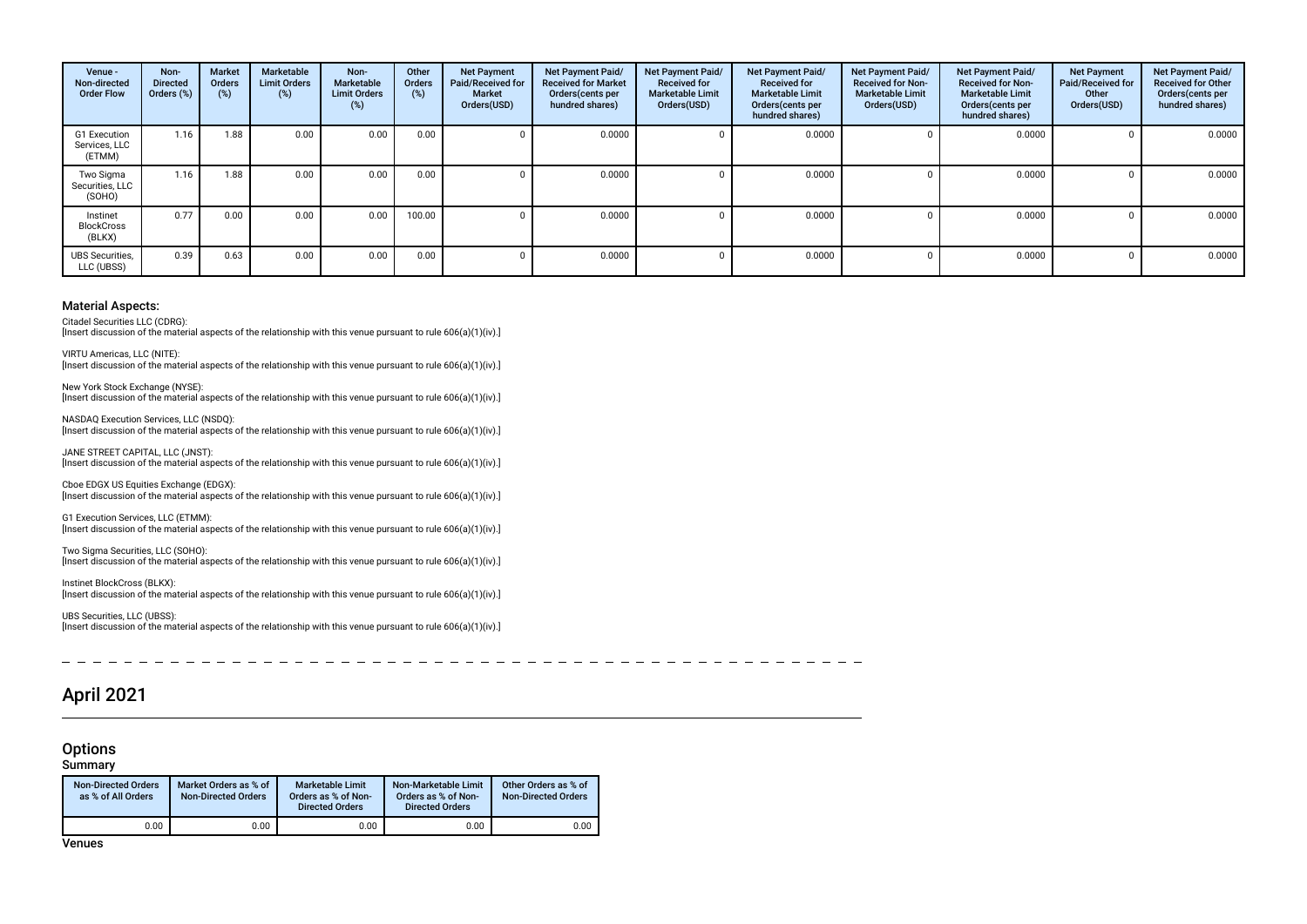| Venue - Non-directed Order Flow | Non-Directed Orders (%) | Market Orders (%) | Marketable Limit Orders (%) | Non-Marketable Limit Orders (%) | Other Orders (%) | Net Payment Paid/Received for Market Orders(USD) | Net Payment Paid/Received for Market Orders(cents per hundred shares) | Net Payment Paid/Received for Marketable Limit Orders(USD) | Net Payment Paid/Received for Marketable Limit Orders(cents per hundred shares) | Net Payment Paid/Received for Non-Marketable Limit Orders(USD) | Net Payment Paid/Received for Non-Marketable Limit Orders(cents per hundred shares) | Net Payment Paid/Received for Other Orders(USD) | Net Payment Paid/Received for Other Orders(cents per hundred shares) |
|---|---|---|---|---|---|---|---|---|---|---|---|---|---|
| G1 Execution Services, LLC (ETMM) | 1.16 | 1.88 | 0.00 | 0.00 | 0.00 | 0 | 0.0000 | 0 | 0.0000 | 0 | 0.0000 | 0 | 0.0000 |
| Two Sigma Securities, LLC (SOHO) | 1.16 | 1.88 | 0.00 | 0.00 | 0.00 | 0 | 0.0000 | 0 | 0.0000 | 0 | 0.0000 | 0 | 0.0000 |
| Instinet BlockCross (BLKX) | 0.77 | 0.00 | 0.00 | 0.00 | 100.00 | 0 | 0.0000 | 0 | 0.0000 | 0 | 0.0000 | 0 | 0.0000 |
| UBS Securities, LLC (UBSS) | 0.39 | 0.63 | 0.00 | 0.00 | 0.00 | 0 | 0.0000 | 0 | 0.0000 | 0 | 0.0000 | 0 | 0.0000 |

### Material Aspects:

Citadel Securities LLC (CDRG):
[Insert discussion of the material aspects of the relationship with this venue pursuant to rule 606(a)(1)(iv).]

VIRTU Americas, LLC (NITE):
[Insert discussion of the material aspects of the relationship with this venue pursuant to rule 606(a)(1)(iv).]

New York Stock Exchange (NYSE):
[Insert discussion of the material aspects of the relationship with this venue pursuant to rule 606(a)(1)(iv).]

NASDAQ Execution Services, LLC (NSDQ):
[Insert discussion of the material aspects of the relationship with this venue pursuant to rule 606(a)(1)(iv).]

JANE STREET CAPITAL, LLC (JNST):
[Insert discussion of the material aspects of the relationship with this venue pursuant to rule 606(a)(1)(iv).]

Cboe EDGX US Equities Exchange (EDGX):
[Insert discussion of the material aspects of the relationship with this venue pursuant to rule 606(a)(1)(iv).]

G1 Execution Services, LLC (ETMM):
[Insert discussion of the material aspects of the relationship with this venue pursuant to rule 606(a)(1)(iv).]

Two Sigma Securities, LLC (SOHO):
[Insert discussion of the material aspects of the relationship with this venue pursuant to rule 606(a)(1)(iv).]

Instinet BlockCross (BLKX):
[Insert discussion of the material aspects of the relationship with this venue pursuant to rule 606(a)(1)(iv).]

UBS Securities, LLC (UBSS):
[Insert discussion of the material aspects of the relationship with this venue pursuant to rule 606(a)(1)(iv).]

## April 2021

### Options

#### Summary

| Non-Directed Orders as % of All Orders | Market Orders as % of Non-Directed Orders | Marketable Limit Orders as % of Non-Directed Orders | Non-Marketable Limit Orders as % of Non-Directed Orders | Other Orders as % of Non-Directed Orders |
|---|---|---|---|---|
| 0.00 | 0.00 | 0.00 | 0.00 | 0.00 |

#### Venues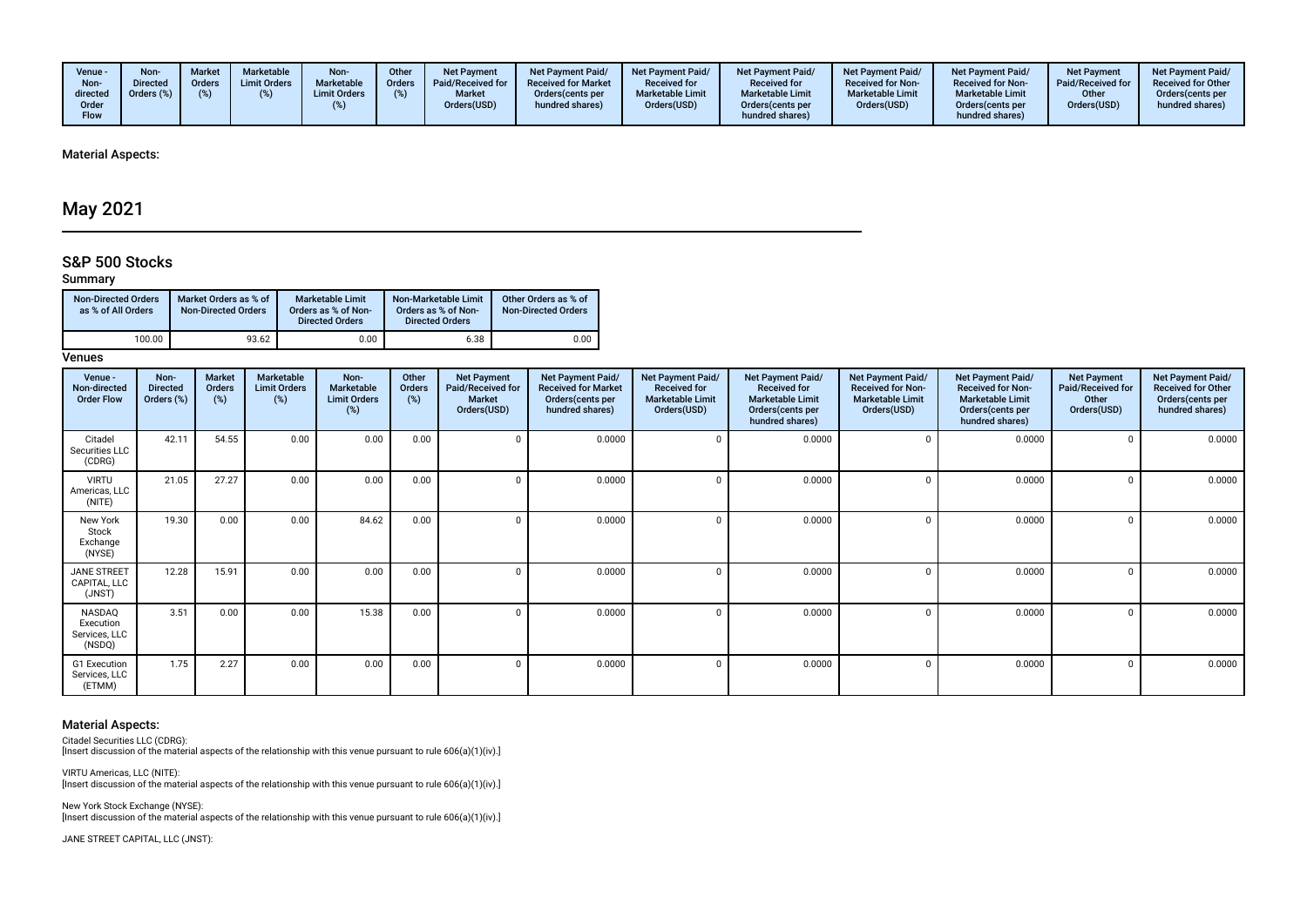| Venue - Non-directed Order Flow | Non-Directed Orders (%) | Market Orders (%) | Marketable Limit Orders (%) | Non-Marketable Limit Orders (%) | Other Orders (%) | Net Payment Paid/Received for Market Orders(USD) | Net Payment Paid/ Received for Market Orders(cents per hundred shares) | Net Payment Paid/ Received for Marketable Limit Orders(USD) | Net Payment Paid/ Received for Marketable Limit Orders(cents per hundred shares) | Net Payment Paid/ Received for Non-Marketable Limit Orders(USD) | Net Payment Paid/ Received for Non-Marketable Limit Orders(cents per hundred shares) | Net Payment Paid/Received for Other Orders(USD) | Net Payment Paid/ Received for Other Orders(cents per hundred shares) |
|---|---|---|---|---|---|---|---|---|---|---|---|---|---|

Material Aspects:

# May 2021

## S&P 500 Stocks

### Summary

| Non-Directed Orders as % of All Orders | Market Orders as % of Non-Directed Orders | Marketable Limit Orders as % of Non-Directed Orders | Non-Marketable Limit Orders as % of Non-Directed Orders | Other Orders as % of Non-Directed Orders |
|---|---|---|---|---|
| 100.00 | 93.62 | 0.00 | 6.38 | 0.00 |

### Venues

| Venue - Non-directed Order Flow | Non-Directed Orders (%) | Market Orders (%) | Marketable Limit Orders (%) | Non-Marketable Limit Orders (%) | Other Orders (%) | Net Payment Paid/Received for Market Orders(USD) | Net Payment Paid/ Received for Market Orders(cents per hundred shares) | Net Payment Paid/ Received for Marketable Limit Orders(USD) | Net Payment Paid/ Received for Marketable Limit Orders(cents per hundred shares) | Net Payment Paid/ Received for Non-Marketable Limit Orders(USD) | Net Payment Paid/ Received for Non-Marketable Limit Orders(cents per hundred shares) | Net Payment Paid/Received for Other Orders(USD) | Net Payment Paid/ Received for Other Orders(cents per hundred shares) |
|---|---|---|---|---|---|---|---|---|---|---|---|---|---|
| Citadel Securities LLC (CDRG) | 42.11 | 54.55 | 0.00 | 0.00 | 0.00 | 0 | 0.0000 | 0 | 0.0000 | 0 | 0.0000 | 0 | 0.0000 |
| VIRTU Americas, LLC (NITE) | 21.05 | 27.27 | 0.00 | 0.00 | 0.00 | 0 | 0.0000 | 0 | 0.0000 | 0 | 0.0000 | 0 | 0.0000 |
| New York Stock Exchange (NYSE) | 19.30 | 0.00 | 0.00 | 84.62 | 0.00 | 0 | 0.0000 | 0 | 0.0000 | 0 | 0.0000 | 0 | 0.0000 |
| JANE STREET CAPITAL, LLC (JNST) | 12.28 | 15.91 | 0.00 | 0.00 | 0.00 | 0 | 0.0000 | 0 | 0.0000 | 0 | 0.0000 | 0 | 0.0000 |
| NASDAQ Execution Services, LLC (NSDQ) | 3.51 | 0.00 | 0.00 | 15.38 | 0.00 | 0 | 0.0000 | 0 | 0.0000 | 0 | 0.0000 | 0 | 0.0000 |
| G1 Execution Services, LLC (ETMM) | 1.75 | 2.27 | 0.00 | 0.00 | 0.00 | 0 | 0.0000 | 0 | 0.0000 | 0 | 0.0000 | 0 | 0.0000 |

### Material Aspects:

Citadel Securities LLC (CDRG):
[Insert discussion of the material aspects of the relationship with this venue pursuant to rule 606(a)(1)(iv).]

VIRTU Americas, LLC (NITE):
[Insert discussion of the material aspects of the relationship with this venue pursuant to rule 606(a)(1)(iv).]

New York Stock Exchange (NYSE):
[Insert discussion of the material aspects of the relationship with this venue pursuant to rule 606(a)(1)(iv).]

JANE STREET CAPITAL, LLC (JNST):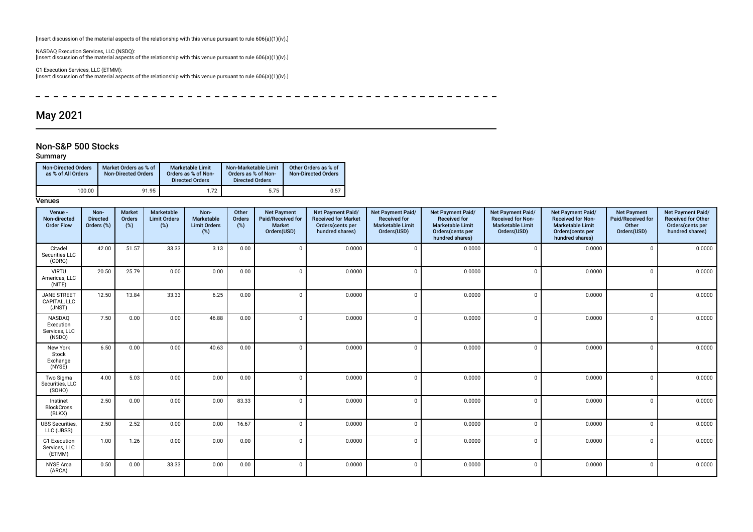[Insert discussion of the material aspects of the relationship with this venue pursuant to rule 606(a)(1)(iv).]

NASDAQ Execution Services, LLC (NSDQ):
[Insert discussion of the material aspects of the relationship with this venue pursuant to rule 606(a)(1)(iv).]

G1 Execution Services, LLC (ETMM):
[Insert discussion of the material aspects of the relationship with this venue pursuant to rule 606(a)(1)(iv).]

---

# May 2021

## Non-S&P 500 Stocks

### Summary

| Non-Directed Orders as % of All Orders | Market Orders as % of Non-Directed Orders | Marketable Limit Orders as % of Non-Directed Orders | Non-Marketable Limit Orders as % of Non-Directed Orders | Other Orders as % of Non-Directed Orders |
|---|---|---|---|---|
| 100.00 | 91.95 | 1.72 | 5.75 | 0.57 |

### Venues

| Venue - Non-directed Order Flow | Non-Directed Orders (%) | Market Orders (%) | Marketable Limit Orders (%) | Non-Marketable Limit Orders (%) | Other Orders (%) | Net Payment Paid/Received for Market Orders(USD) | Net Payment Paid/Received for Market Orders(cents per hundred shares) | Net Payment Paid/Received for Marketable Limit Orders(USD) | Net Payment Paid/Received for Marketable Limit Orders(cents per hundred shares) | Net Payment Paid/Received for Non-Marketable Limit Orders(USD) | Net Payment Paid/Received for Non-Marketable Limit Orders(cents per hundred shares) | Net Payment Paid/Received for Other Orders(USD) | Net Payment Paid/Received for Other Orders(cents per hundred shares) |
|---|---|---|---|---|---|---|---|---|---|---|---|---|---|
| Citadel Securities LLC (CDRG) | 42.00 | 51.57 | 33.33 | 3.13 | 0.00 | 0 | 0.0000 | 0 | 0.0000 | 0 | 0.0000 | 0 | 0.0000 |
| VIRTU Americas, LLC (NITE) | 20.50 | 25.79 | 0.00 | 0.00 | 0.00 | 0 | 0.0000 | 0 | 0.0000 | 0 | 0.0000 | 0 | 0.0000 |
| JANE STREET CAPITAL, LLC (JNST) | 12.50 | 13.84 | 33.33 | 6.25 | 0.00 | 0 | 0.0000 | 0 | 0.0000 | 0 | 0.0000 | 0 | 0.0000 |
| NASDAQ Execution Services, LLC (NSDQ) | 7.50 | 0.00 | 0.00 | 46.88 | 0.00 | 0 | 0.0000 | 0 | 0.0000 | 0 | 0.0000 | 0 | 0.0000 |
| New York Stock Exchange (NYSE) | 6.50 | 0.00 | 0.00 | 40.63 | 0.00 | 0 | 0.0000 | 0 | 0.0000 | 0 | 0.0000 | 0 | 0.0000 |
| Two Sigma Securities, LLC (SOHO) | 4.00 | 5.03 | 0.00 | 0.00 | 0.00 | 0 | 0.0000 | 0 | 0.0000 | 0 | 0.0000 | 0 | 0.0000 |
| Instinet BlockCross (BLKX) | 2.50 | 0.00 | 0.00 | 0.00 | 83.33 | 0 | 0.0000 | 0 | 0.0000 | 0 | 0.0000 | 0 | 0.0000 |
| UBS Securities, LLC (UBSS) | 2.50 | 2.52 | 0.00 | 0.00 | 16.67 | 0 | 0.0000 | 0 | 0.0000 | 0 | 0.0000 | 0 | 0.0000 |
| G1 Execution Services, LLC (ETMM) | 1.00 | 1.26 | 0.00 | 0.00 | 0.00 | 0 | 0.0000 | 0 | 0.0000 | 0 | 0.0000 | 0 | 0.0000 |
| NYSE Arca (ARCA) | 0.50 | 0.00 | 33.33 | 0.00 | 0.00 | 0 | 0.0000 | 0 | 0.0000 | 0 | 0.0000 | 0 | 0.0000 |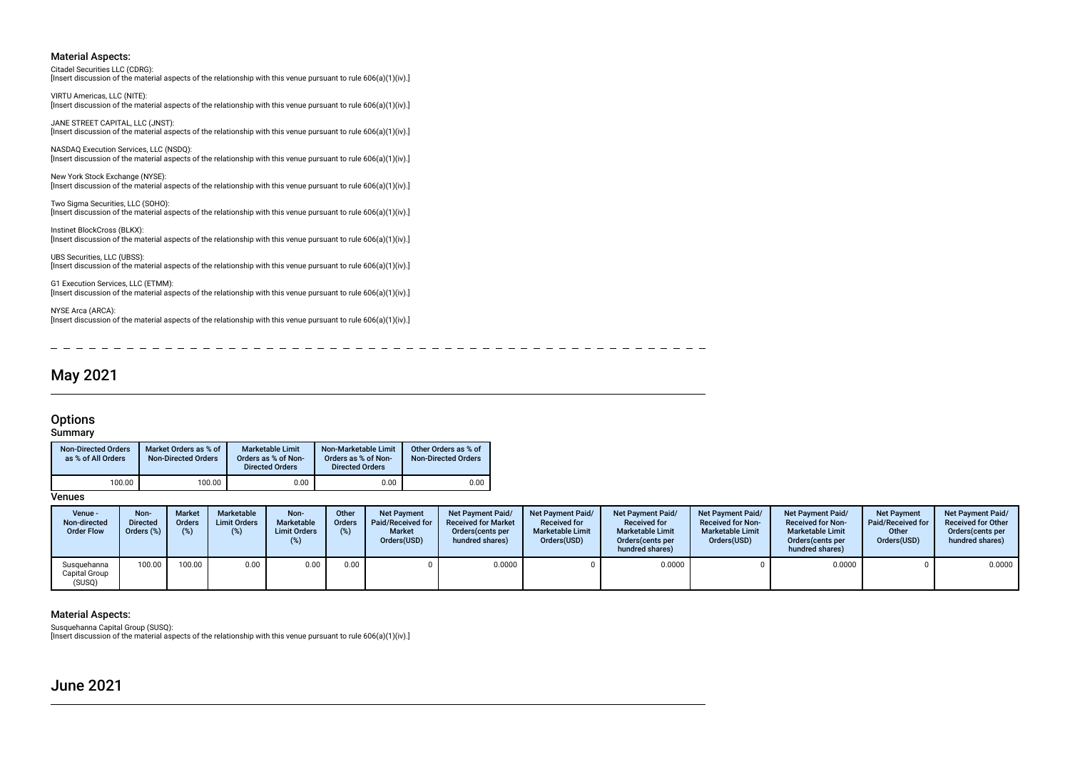### Material Aspects:

Citadel Securities LLC (CDRG):
[Insert discussion of the material aspects of the relationship with this venue pursuant to rule 606(a)(1)(iv).]

VIRTU Americas, LLC (NITE):
[Insert discussion of the material aspects of the relationship with this venue pursuant to rule 606(a)(1)(iv).]

JANE STREET CAPITAL, LLC (JNST):
[Insert discussion of the material aspects of the relationship with this venue pursuant to rule 606(a)(1)(iv).]

NASDAQ Execution Services, LLC (NSDQ):
[Insert discussion of the material aspects of the relationship with this venue pursuant to rule 606(a)(1)(iv).]

New York Stock Exchange (NYSE):
[Insert discussion of the material aspects of the relationship with this venue pursuant to rule 606(a)(1)(iv).]

Two Sigma Securities, LLC (SOHO):
[Insert discussion of the material aspects of the relationship with this venue pursuant to rule 606(a)(1)(iv).]

Instinet BlockCross (BLKX):
[Insert discussion of the material aspects of the relationship with this venue pursuant to rule 606(a)(1)(iv).]

UBS Securities, LLC (UBSS):
[Insert discussion of the material aspects of the relationship with this venue pursuant to rule 606(a)(1)(iv).]

G1 Execution Services, LLC (ETMM):
[Insert discussion of the material aspects of the relationship with this venue pursuant to rule 606(a)(1)(iv).]

NYSE Arca (ARCA):
[Insert discussion of the material aspects of the relationship with this venue pursuant to rule 606(a)(1)(iv).]

# May 2021

## Options

### Summary

| Non-Directed Orders as % of All Orders | Market Orders as % of Non-Directed Orders | Marketable Limit Orders as % of Non-Directed Orders | Non-Marketable Limit Orders as % of Non-Directed Orders | Other Orders as % of Non-Directed Orders |
|---|---|---|---|---|
| 100.00 | 100.00 | 0.00 | 0.00 | 0.00 |

### Venues

| Venue - Non-directed Order Flow | Non-Directed Orders (%) | Market Orders (%) | Marketable Limit Orders (%) | Non-Marketable Limit Orders (%) | Other Orders (%) | Net Payment Paid/Received for Market Orders(USD) | Net Payment Paid/Received for Market Orders(cents per hundred shares) | Net Payment Paid/Received for Marketable Limit Orders(USD) | Net Payment Paid/Received for Marketable Limit Orders(cents per hundred shares) | Net Payment Paid/Received for Non-Marketable Limit Orders(USD) | Net Payment Paid/Received for Non-Marketable Limit Orders(cents per hundred shares) | Net Payment Paid/Received for Other Orders(USD) | Net Payment Paid/Received for Other Orders(cents per hundred shares) |
|---|---|---|---|---|---|---|---|---|---|---|---|---|---|
| Susquehanna Capital Group (SUSQ) | 100.00 | 100.00 | 0.00 | 0.00 | 0.00 | 0 | 0.0000 | 0 | 0.0000 | 0 | 0.0000 | 0 | 0.0000 |

### Material Aspects:

Susquehanna Capital Group (SUSQ):
[Insert discussion of the material aspects of the relationship with this venue pursuant to rule 606(a)(1)(iv).]

# June 2021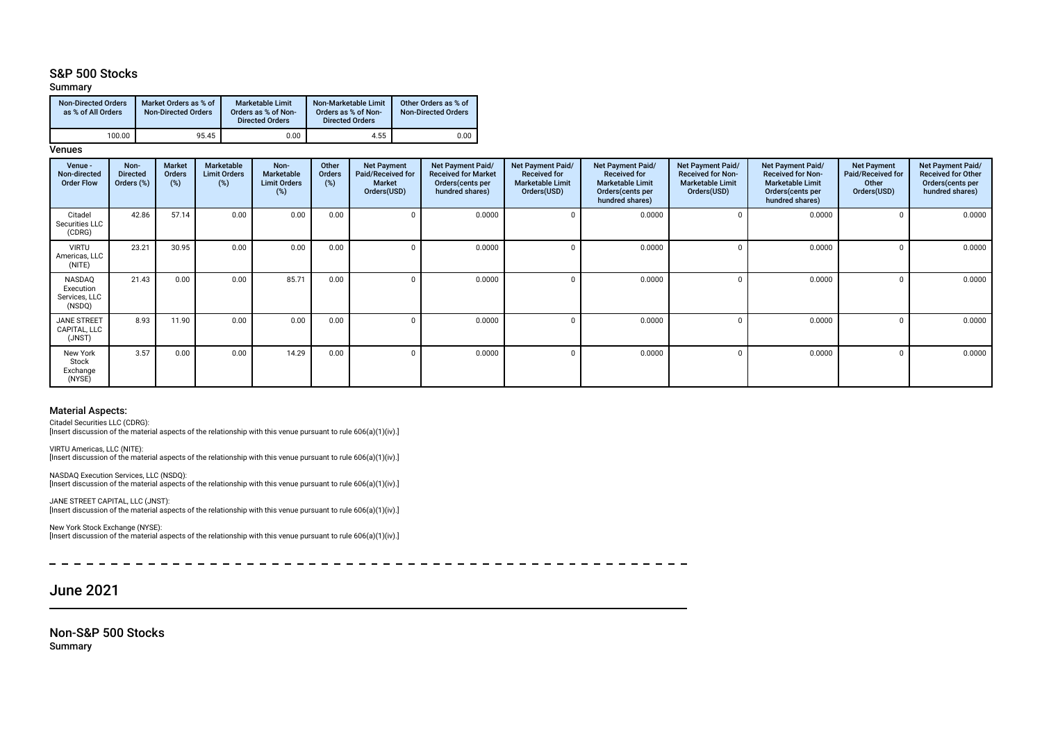## S&P 500 Stocks

### Summary

| Non-Directed Orders as % of All Orders | Market Orders as % of Non-Directed Orders | Marketable Limit Orders as % of Non-Directed Orders | Non-Marketable Limit Orders as % of Non-Directed Orders | Other Orders as % of Non-Directed Orders |
|---|---|---|---|---|
| 100.00 | 95.45 | 0.00 | 4.55 | 0.00 |

### Venues

| Venue - Non-directed Order Flow | Non-Directed Orders (%) | Market Orders (%) | Marketable Limit Orders (%) | Non-Marketable Limit Orders (%) | Other Orders (%) | Net Payment Paid/Received for Market Orders(USD) | Net Payment Paid/Received for Market Orders(cents per hundred shares) | Net Payment Paid/Received for Marketable Limit Orders(USD) | Net Payment Paid/Received for Marketable Limit Orders(cents per hundred shares) | Net Payment Paid/Received for Non-Marketable Limit Orders(USD) | Net Payment Paid/Received for Non-Marketable Limit Orders(cents per hundred shares) | Net Payment Paid/Received for Other Orders(USD) | Net Payment Paid/Received for Other Orders(cents per hundred shares) |
|---|---|---|---|---|---|---|---|---|---|---|---|---|---|
| Citadel Securities LLC (CDRG) | 42.86 | 57.14 | 0.00 | 0.00 | 0.00 | 0 | 0.0000 | 0 | 0.0000 | 0 | 0.0000 | 0 | 0.0000 |
| VIRTU Americas, LLC (NITE) | 23.21 | 30.95 | 0.00 | 0.00 | 0.00 | 0 | 0.0000 | 0 | 0.0000 | 0 | 0.0000 | 0 | 0.0000 |
| NASDAQ Execution Services, LLC (NSDQ) | 21.43 | 0.00 | 0.00 | 85.71 | 0.00 | 0 | 0.0000 | 0 | 0.0000 | 0 | 0.0000 | 0 | 0.0000 |
| JANE STREET CAPITAL, LLC (JNST) | 8.93 | 11.90 | 0.00 | 0.00 | 0.00 | 0 | 0.0000 | 0 | 0.0000 | 0 | 0.0000 | 0 | 0.0000 |
| New York Stock Exchange (NYSE) | 3.57 | 0.00 | 0.00 | 14.29 | 0.00 | 0 | 0.0000 | 0 | 0.0000 | 0 | 0.0000 | 0 | 0.0000 |

### Material Aspects:

Citadel Securities LLC (CDRG):
[Insert discussion of the material aspects of the relationship with this venue pursuant to rule 606(a)(1)(iv).]

VIRTU Americas, LLC (NITE):
[Insert discussion of the material aspects of the relationship with this venue pursuant to rule 606(a)(1)(iv).]

NASDAQ Execution Services, LLC (NSDQ):
[Insert discussion of the material aspects of the relationship with this venue pursuant to rule 606(a)(1)(iv).]

JANE STREET CAPITAL, LLC (JNST):
[Insert discussion of the material aspects of the relationship with this venue pursuant to rule 606(a)(1)(iv).]

New York Stock Exchange (NYSE):
[Insert discussion of the material aspects of the relationship with this venue pursuant to rule 606(a)(1)(iv).]

# June 2021

## Non-S&P 500 Stocks

### Summary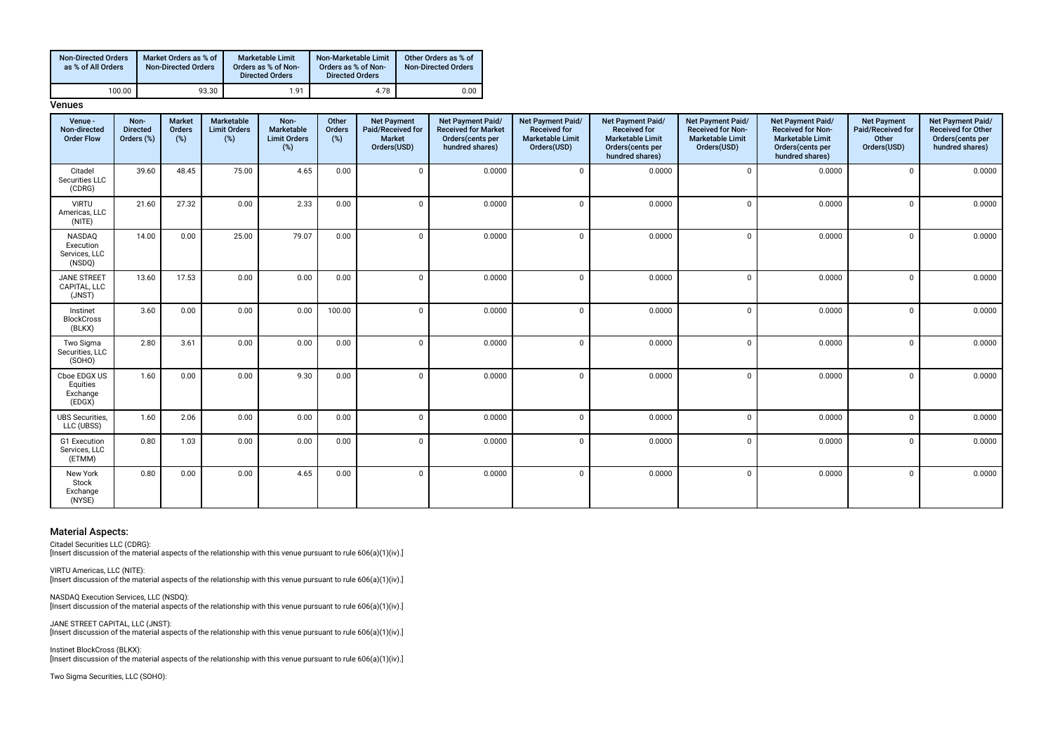| Non-Directed Orders as % of All Orders | Market Orders as % of Non-Directed Orders | Marketable Limit Orders as % of Non-Directed Orders | Non-Marketable Limit Orders as % of Non-Directed Orders | Other Orders as % of Non-Directed Orders |
|---|---|---|---|---|
| 100.00 | 93.30 | 1.91 | 4.78 | 0.00 |

**Venues**

| Venue - Non-directed Order Flow | Non-Directed Orders (%) | Market Orders (%) | Marketable Limit Orders (%) | Non-Marketable Limit Orders (%) | Other Orders (%) | Net Payment Paid/Received for Market Orders(USD) | Net Payment Paid/Received for Market Orders(cents per hundred shares) | Net Payment Paid/Received for Marketable Limit Orders(USD) | Net Payment Paid/Received for Marketable Limit Orders(cents per hundred shares) | Net Payment Paid/Received for Non-Marketable Limit Orders(USD) | Net Payment Paid/Received for Non-Marketable Limit Orders(cents per hundred shares) | Net Payment Paid/Received for Other Orders(USD) | Net Payment Paid/Received for Other Orders(cents per hundred shares) |
|---|---|---|---|---|---|---|---|---|---|---|---|---|---|
| Citadel Securities LLC (CDRG) | 39.60 | 48.45 | 75.00 | 4.65 | 0.00 | 0 | 0.0000 | 0 | 0.0000 | 0 | 0.0000 | 0 | 0.0000 |
| VIRTU Americas, LLC (NITE) | 21.60 | 27.32 | 0.00 | 2.33 | 0.00 | 0 | 0.0000 | 0 | 0.0000 | 0 | 0.0000 | 0 | 0.0000 |
| NASDAQ Execution Services, LLC (NSDQ) | 14.00 | 0.00 | 25.00 | 79.07 | 0.00 | 0 | 0.0000 | 0 | 0.0000 | 0 | 0.0000 | 0 | 0.0000 |
| JANE STREET CAPITAL, LLC (JNST) | 13.60 | 17.53 | 0.00 | 0.00 | 0.00 | 0 | 0.0000 | 0 | 0.0000 | 0 | 0.0000 | 0 | 0.0000 |
| Instinet BlockCross (BLKX) | 3.60 | 0.00 | 0.00 | 0.00 | 100.00 | 0 | 0.0000 | 0 | 0.0000 | 0 | 0.0000 | 0 | 0.0000 |
| Two Sigma Securities, LLC (SOHO) | 2.80 | 3.61 | 0.00 | 0.00 | 0.00 | 0 | 0.0000 | 0 | 0.0000 | 0 | 0.0000 | 0 | 0.0000 |
| Cboe EDGX US Equities Exchange (EDGX) | 1.60 | 0.00 | 0.00 | 9.30 | 0.00 | 0 | 0.0000 | 0 | 0.0000 | 0 | 0.0000 | 0 | 0.0000 |
| UBS Securities, LLC (UBSS) | 1.60 | 2.06 | 0.00 | 0.00 | 0.00 | 0 | 0.0000 | 0 | 0.0000 | 0 | 0.0000 | 0 | 0.0000 |
| G1 Execution Services, LLC (ETMM) | 0.80 | 1.03 | 0.00 | 0.00 | 0.00 | 0 | 0.0000 | 0 | 0.0000 | 0 | 0.0000 | 0 | 0.0000 |
| New York Stock Exchange (NYSE) | 0.80 | 0.00 | 0.00 | 4.65 | 0.00 | 0 | 0.0000 | 0 | 0.0000 | 0 | 0.0000 | 0 | 0.0000 |

## Material Aspects:

Citadel Securities LLC (CDRG):
[Insert discussion of the material aspects of the relationship with this venue pursuant to rule 606(a)(1)(iv).]

VIRTU Americas, LLC (NITE):
[Insert discussion of the material aspects of the relationship with this venue pursuant to rule 606(a)(1)(iv).]

NASDAQ Execution Services, LLC (NSDQ):
[Insert discussion of the material aspects of the relationship with this venue pursuant to rule 606(a)(1)(iv).]

JANE STREET CAPITAL, LLC (JNST):
[Insert discussion of the material aspects of the relationship with this venue pursuant to rule 606(a)(1)(iv).]

Instinet BlockCross (BLKX):
[Insert discussion of the material aspects of the relationship with this venue pursuant to rule 606(a)(1)(iv).]

Two Sigma Securities, LLC (SOHO):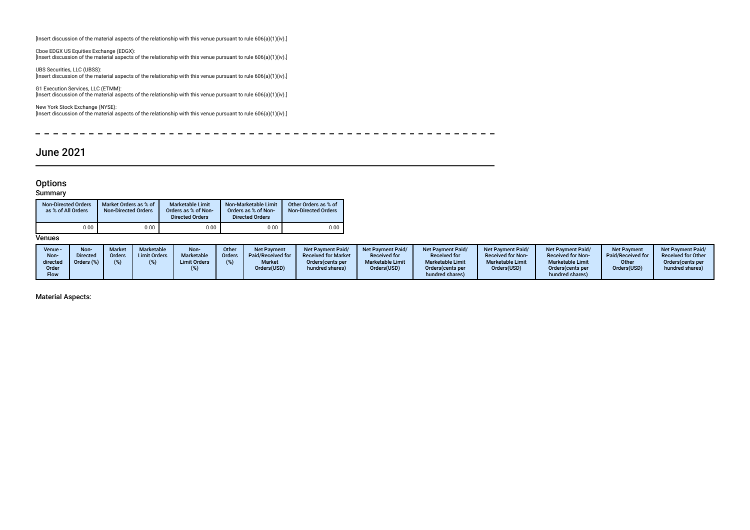[Insert discussion of the material aspects of the relationship with this venue pursuant to rule 606(a)(1)(iv).]

Cboe EDGX US Equities Exchange (EDGX):
[Insert discussion of the material aspects of the relationship with this venue pursuant to rule 606(a)(1)(iv).]

UBS Securities, LLC (UBSS):
[Insert discussion of the material aspects of the relationship with this venue pursuant to rule 606(a)(1)(iv).]

G1 Execution Services, LLC (ETMM):
[Insert discussion of the material aspects of the relationship with this venue pursuant to rule 606(a)(1)(iv).]

New York Stock Exchange (NYSE):
[Insert discussion of the material aspects of the relationship with this venue pursuant to rule 606(a)(1)(iv).]

## June 2021

### Options

#### Summary

| Non-Directed Orders as % of All Orders | Market Orders as % of Non-Directed Orders | Marketable Limit Orders as % of Non-Directed Orders | Non-Marketable Limit Orders as % of Non-Directed Orders | Other Orders as % of Non-Directed Orders |
|---|---|---|---|---|
| 0.00 | 0.00 | 0.00 | 0.00 | 0.00 |

#### Venues

| Venue - Non-directed Order Flow | Non-Directed Orders (%) | Market Orders (%) | Marketable Limit Orders (%) | Non-Marketable Limit Orders (%) | Other Orders (%) | Net Payment Paid/Received for Market Orders(USD) | Net Payment Paid/Received for Market Orders(cents per hundred shares) | Net Payment Paid/Received for Marketable Limit Orders(USD) | Net Payment Paid/Received for Marketable Limit Orders(cents per hundred shares) | Net Payment Paid/Received for Non-Marketable Limit Orders(USD) | Net Payment Paid/Received for Non-Marketable Limit Orders(cents per hundred shares) | Net Payment Paid/Received for Other Orders(USD) | Net Payment Paid/Received for Other Orders(cents per hundred shares) |
|---|---|---|---|---|---|---|---|---|---|---|---|---|---|

**Material Aspects:**